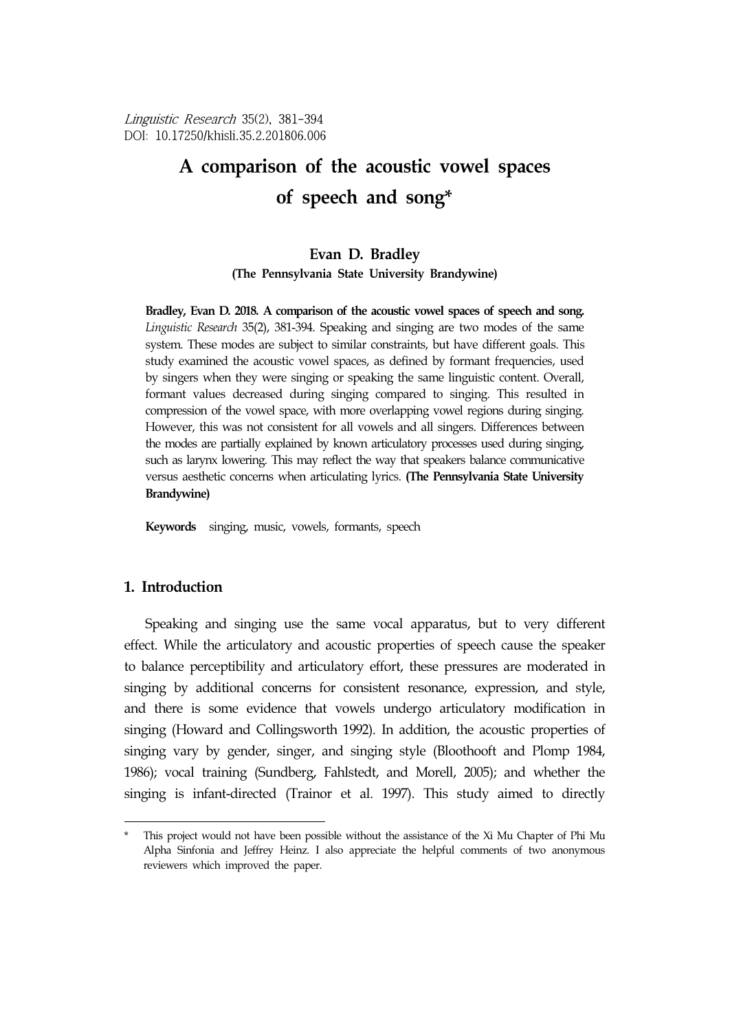# A comparison of the acoustic vowel spaces of speech and song*

**Evan D. Bradley**
**(The Pennsylvania State University Brandywine)**

**Bradley, Evan D. 2018. A comparison of the acoustic vowel spaces of speech and song.** *Linguistic Research* 35(2), 381-394. Speaking and singing are two modes of the same system. These modes are subject to similar constraints, but have different goals. This study examined the acoustic vowel spaces, as defined by formant frequencies, used by singers when they were singing or speaking the same linguistic content. Overall, formant values decreased during singing compared to singing. This resulted in compression of the vowel space, with more overlapping vowel regions during singing. However, this was not consistent for all vowels and all singers. Differences between the modes are partially explained by known articulatory processes used during singing, such as larynx lowering. This may reflect the way that speakers balance communicative versus aesthetic concerns when articulating lyrics. **(The Pennsylvania State University Brandywine)**

**Keywords** singing, music, vowels, formants, speech

## 1. Introduction

Speaking and singing use the same vocal apparatus, but to very different effect. While the articulatory and acoustic properties of speech cause the speaker to balance perceptibility and articulatory effort, these pressures are moderated in singing by additional concerns for consistent resonance, expression, and style, and there is some evidence that vowels undergo articulatory modification in singing (Howard and Collingsworth 1992). In addition, the acoustic properties of singing vary by gender, singer, and singing style (Bloothooft and Plomp 1984, 1986); vocal training (Sundberg, Fahlstedt, and Morell, 2005); and whether the singing is infant-directed (Trainor et al. 1997). This study aimed to directly

---

\* This project would not have been possible without the assistance of the Xi Mu Chapter of Phi Mu Alpha Sinfonia and Jeffrey Heinz. I also appreciate the helpful comments of two anonymous reviewers which improved the paper.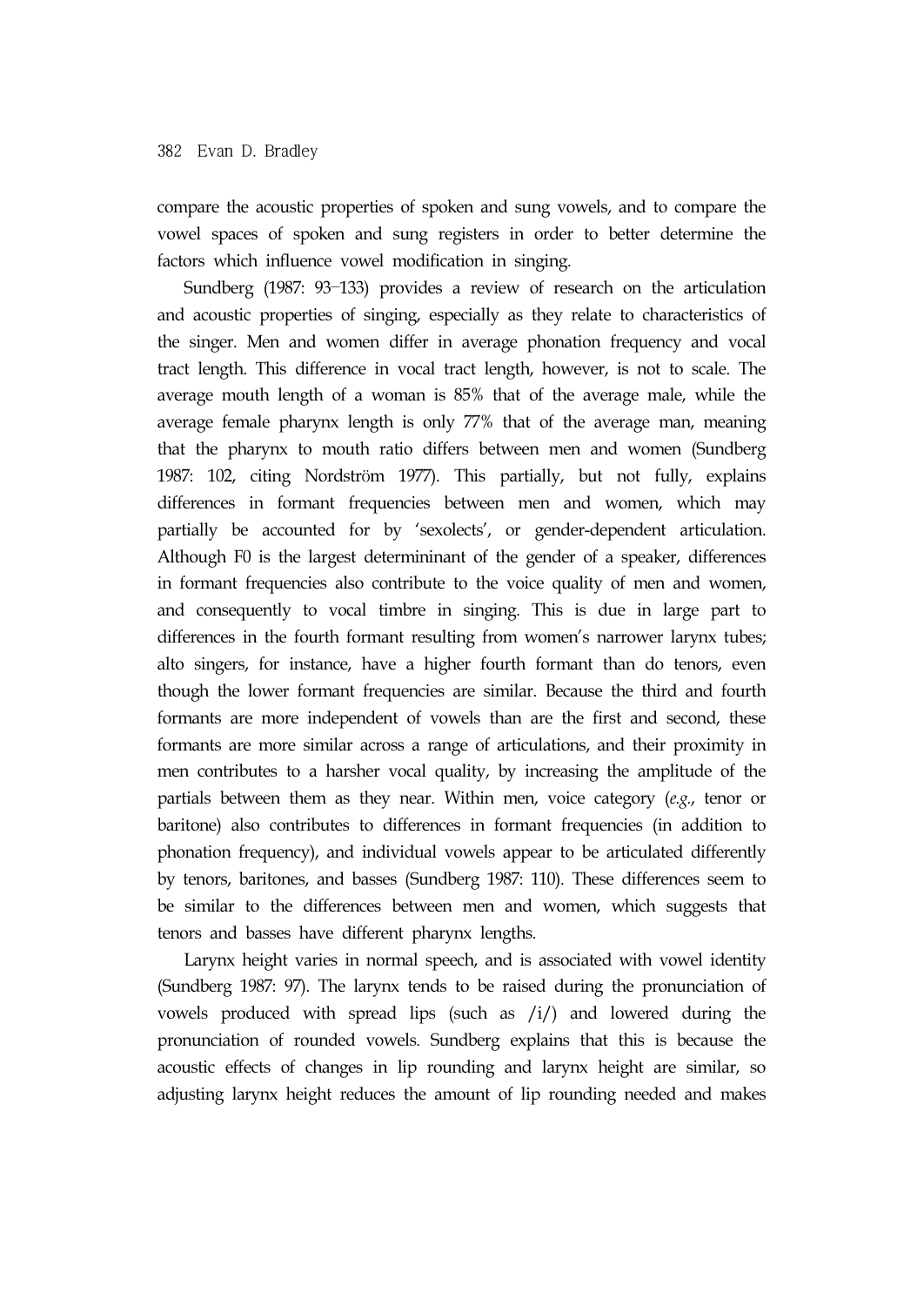compare the acoustic properties of spoken and sung vowels, and to compare the vowel spaces of spoken and sung registers in order to better determine the factors which influence vowel modification in singing.

Sundberg (1987: 93–133) provides a review of research on the articulation and acoustic properties of singing, especially as they relate to characteristics of the singer. Men and women differ in average phonation frequency and vocal tract length. This difference in vocal tract length, however, is not to scale. The average mouth length of a woman is 85% that of the average male, while the average female pharynx length is only 77% that of the average man, meaning that the pharynx to mouth ratio differs between men and women (Sundberg 1987: 102, citing Nordström 1977). This partially, but not fully, explains differences in formant frequencies between men and women, which may partially be accounted for by 'sexolects', or gender-dependent articulation. Although F0 is the largest determininant of the gender of a speaker, differences in formant frequencies also contribute to the voice quality of men and women, and consequently to vocal timbre in singing. This is due in large part to differences in the fourth formant resulting from women's narrower larynx tubes; alto singers, for instance, have a higher fourth formant than do tenors, even though the lower formant frequencies are similar. Because the third and fourth formants are more independent of vowels than are the first and second, these formants are more similar across a range of articulations, and their proximity in men contributes to a harsher vocal quality, by increasing the amplitude of the partials between them as they near. Within men, voice category (*e.g.*, tenor or baritone) also contributes to differences in formant frequencies (in addition to phonation frequency), and individual vowels appear to be articulated differently by tenors, baritones, and basses (Sundberg 1987: 110). These differences seem to be similar to the differences between men and women, which suggests that tenors and basses have different pharynx lengths.

Larynx height varies in normal speech, and is associated with vowel identity (Sundberg 1987: 97). The larynx tends to be raised during the pronunciation of vowels produced with spread lips (such as /i/) and lowered during the pronunciation of rounded vowels. Sundberg explains that this is because the acoustic effects of changes in lip rounding and larynx height are similar, so adjusting larynx height reduces the amount of lip rounding needed and makes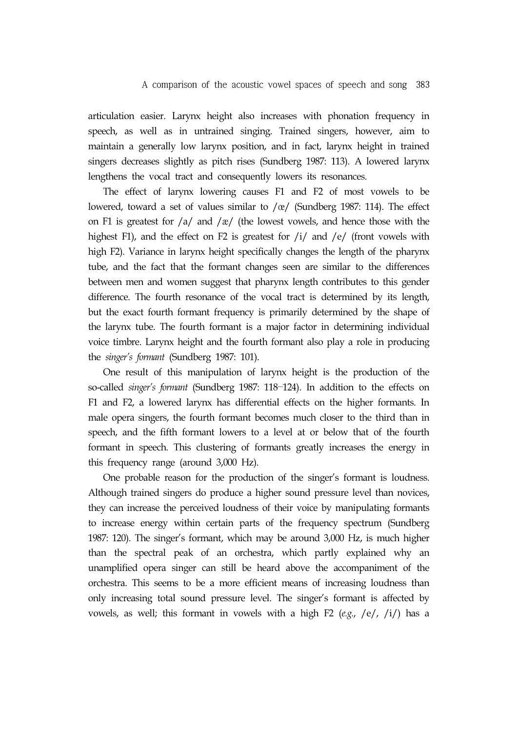articulation easier. Larynx height also increases with phonation frequency in speech, as well as in untrained singing. Trained singers, however, aim to maintain a generally low larynx position, and in fact, larynx height in trained singers decreases slightly as pitch rises (Sundberg 1987: 113). A lowered larynx lengthens the vocal tract and consequently lowers its resonances.

The effect of larynx lowering causes F1 and F2 of most vowels to be lowered, toward a set of values similar to /œ/ (Sundberg 1987: 114). The effect on F1 is greatest for /a/ and /æ/ (the lowest vowels, and hence those with the highest F1), and the effect on F2 is greatest for /i/ and /e/ (front vowels with high F2). Variance in larynx height specifically changes the length of the pharynx tube, and the fact that the formant changes seen are similar to the differences between men and women suggest that pharynx length contributes to this gender difference. The fourth resonance of the vocal tract is determined by its length, but the exact fourth formant frequency is primarily determined by the shape of the larynx tube. The fourth formant is a major factor in determining individual voice timbre. Larynx height and the fourth formant also play a role in producing the *singer's formant* (Sundberg 1987: 101).

One result of this manipulation of larynx height is the production of the so-called *singer's formant* (Sundberg 1987: 118–124). In addition to the effects on F1 and F2, a lowered larynx has differential effects on the higher formants. In male opera singers, the fourth formant becomes much closer to the third than in speech, and the fifth formant lowers to a level at or below that of the fourth formant in speech. This clustering of formants greatly increases the energy in this frequency range (around 3,000 Hz).

One probable reason for the production of the singer's formant is loudness. Although trained singers do produce a higher sound pressure level than novices, they can increase the perceived loudness of their voice by manipulating formants to increase energy within certain parts of the frequency spectrum (Sundberg 1987: 120). The singer's formant, which may be around 3,000 Hz, is much higher than the spectral peak of an orchestra, which partly explained why an unamplified opera singer can still be heard above the accompaniment of the orchestra. This seems to be a more efficient means of increasing loudness than only increasing total sound pressure level. The singer's formant is affected by vowels, as well; this formant in vowels with a high F2 (*e.g.*, /e/, /i/) has a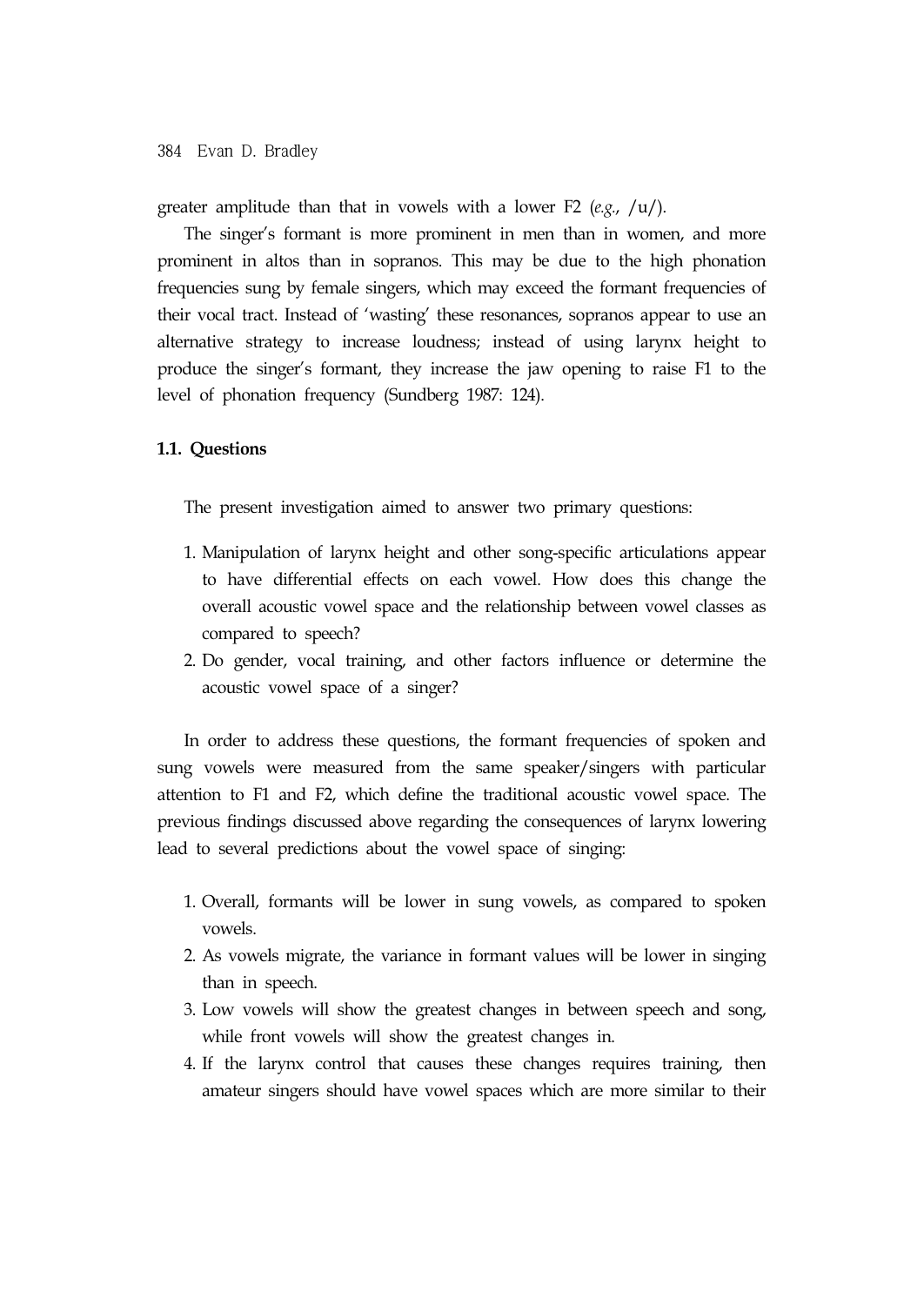greater amplitude than that in vowels with a lower F2 (*e.g.*, /u/).

The singer's formant is more prominent in men than in women, and more prominent in altos than in sopranos. This may be due to the high phonation frequencies sung by female singers, which may exceed the formant frequencies of their vocal tract. Instead of 'wasting' these resonances, sopranos appear to use an alternative strategy to increase loudness; instead of using larynx height to produce the singer's formant, they increase the jaw opening to raise F1 to the level of phonation frequency (Sundberg 1987: 124).

### 1.1. Questions

The present investigation aimed to answer two primary questions:

1. Manipulation of larynx height and other song-specific articulations appear to have differential effects on each vowel. How does this change the overall acoustic vowel space and the relationship between vowel classes as compared to speech?
2. Do gender, vocal training, and other factors influence or determine the acoustic vowel space of a singer?

In order to address these questions, the formant frequencies of spoken and sung vowels were measured from the same speaker/singers with particular attention to F1 and F2, which define the traditional acoustic vowel space. The previous findings discussed above regarding the consequences of larynx lowering lead to several predictions about the vowel space of singing:

1. Overall, formants will be lower in sung vowels, as compared to spoken vowels.
2. As vowels migrate, the variance in formant values will be lower in singing than in speech.
3. Low vowels will show the greatest changes in between speech and song, while front vowels will show the greatest changes in.
4. If the larynx control that causes these changes requires training, then amateur singers should have vowel spaces which are more similar to their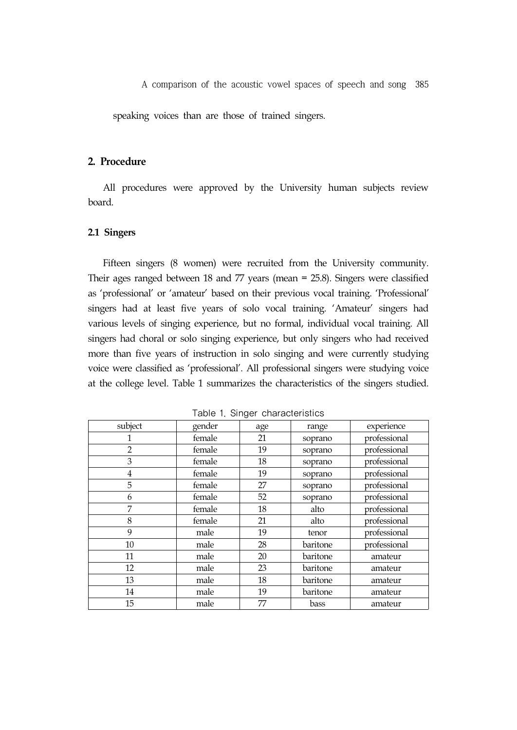speaking voices than are those of trained singers.

## 2. Procedure

All procedures were approved by the University human subjects review board.

### 2.1 Singers

Fifteen singers (8 women) were recruited from the University community. Their ages ranged between 18 and 77 years (mean = 25.8). Singers were classified as 'professional' or 'amateur' based on their previous vocal training. 'Professional' singers had at least five years of solo vocal training. 'Amateur' singers had various levels of singing experience, but no formal, individual vocal training. All singers had choral or solo singing experience, but only singers who had received more than five years of instruction in solo singing and were currently studying voice were classified as 'professional'. All professional singers were studying voice at the college level. Table 1 summarizes the characteristics of the singers studied.

Table 1. Singer characteristics

| subject | gender | age | range | experience |
|---|---|---|---|---|
| 1 | female | 21 | soprano | professional |
| 2 | female | 19 | soprano | professional |
| 3 | female | 18 | soprano | professional |
| 4 | female | 19 | soprano | professional |
| 5 | female | 27 | soprano | professional |
| 6 | female | 52 | soprano | professional |
| 7 | female | 18 | alto | professional |
| 8 | female | 21 | alto | professional |
| 9 | male | 19 | tenor | professional |
| 10 | male | 28 | baritone | professional |
| 11 | male | 20 | baritone | amateur |
| 12 | male | 23 | baritone | amateur |
| 13 | male | 18 | baritone | amateur |
| 14 | male | 19 | baritone | amateur |
| 15 | male | 77 | bass | amateur |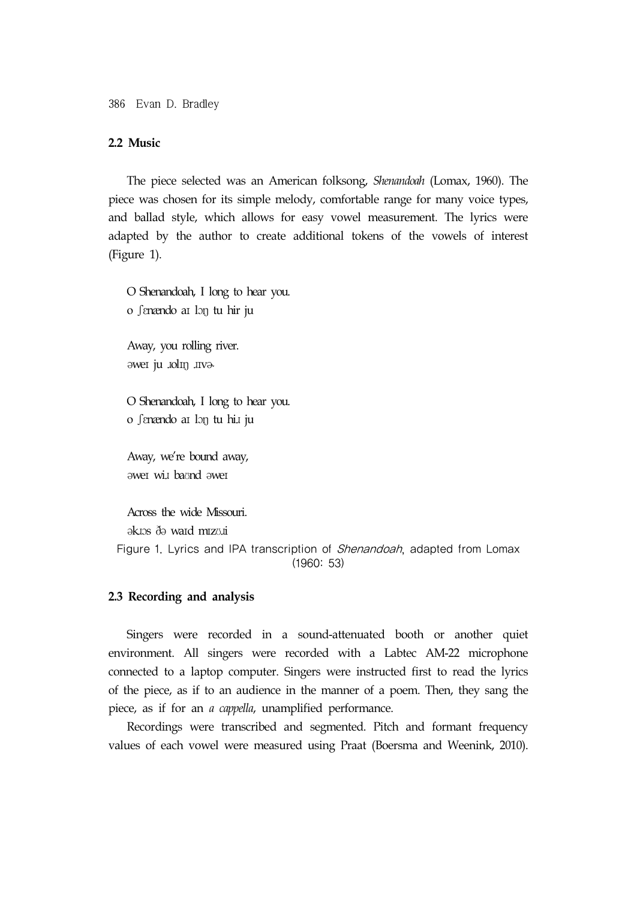### 2.2 Music

The piece selected was an American folksong, *Shenandoah* (Lomax, 1960). The piece was chosen for its simple melody, comfortable range for many voice types, and ballad style, which allows for easy vowel measurement. The lyrics were adapted by the author to create additional tokens of the vowels of interest (Figure 1).

O Shenandoah, I long to hear you.
o ʃɛnændo aɪ lɔŋ tu hir ju

Away, you rolling river.
əweɪ ju ɹolɪŋ ɹɪvɚ

O Shenandoah, I long to hear you.
o ʃɛnændo aɪ lɔŋ tu hiɹ ju

Away, we're bound away,
əweɪ wiɹ baʊnd əweɪ

Across the wide Missouri.
əkɹɔs ðə waɪd mɪzʊɹi

Figure 1. Lyrics and IPA transcription of *Shenandoah*, adapted from Lomax (1960: 53)

### 2.3 Recording and analysis

Singers were recorded in a sound-attenuated booth or another quiet environment. All singers were recorded with a Labtec AM-22 microphone connected to a laptop computer. Singers were instructed first to read the lyrics of the piece, as if to an audience in the manner of a poem. Then, they sang the piece, as if for an *a cappella*, unamplified performance.

Recordings were transcribed and segmented. Pitch and formant frequency values of each vowel were measured using Praat (Boersma and Weenink, 2010).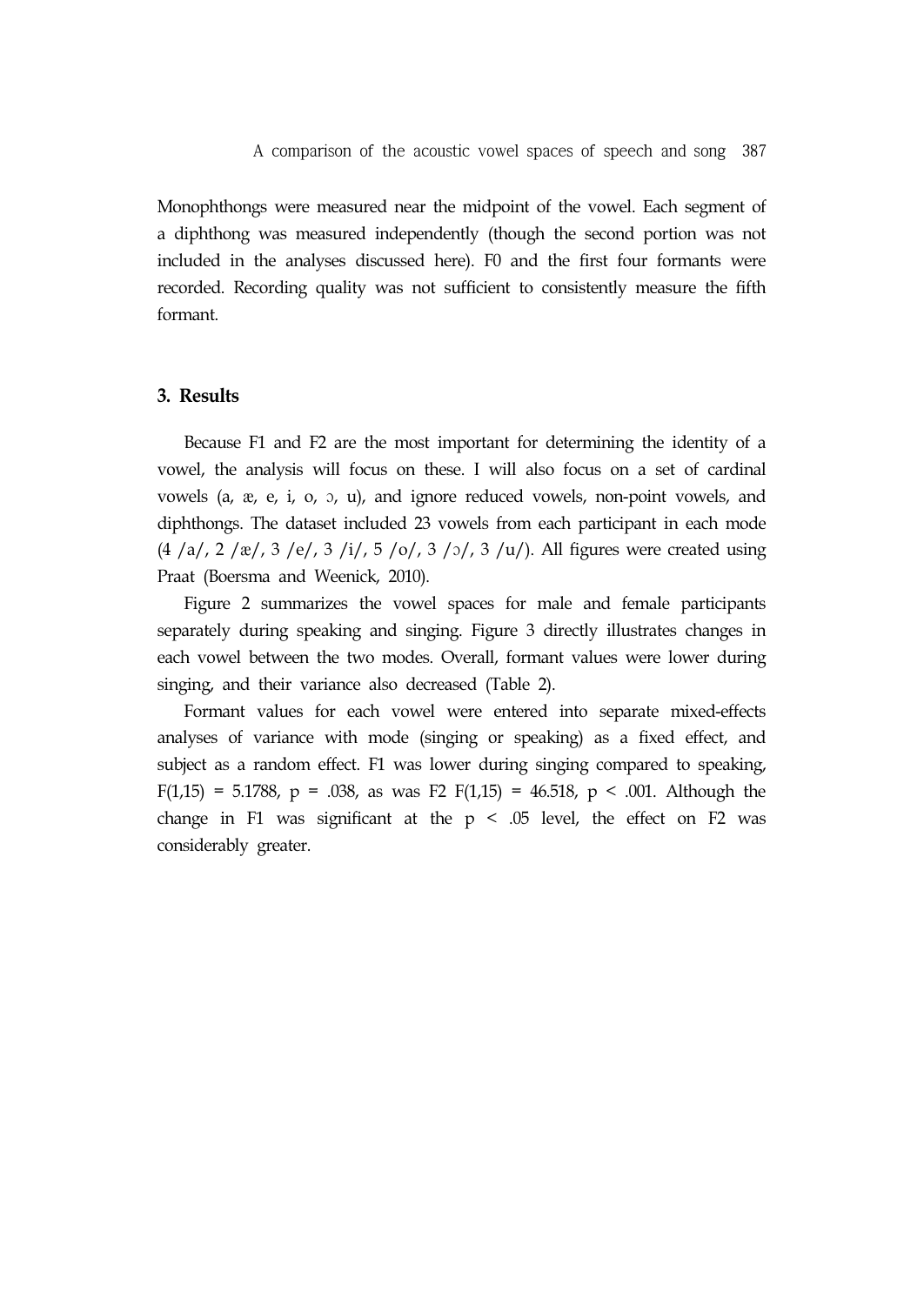Monophthongs were measured near the midpoint of the vowel. Each segment of a diphthong was measured independently (though the second portion was not included in the analyses discussed here). F0 and the first four formants were recorded. Recording quality was not sufficient to consistently measure the fifth formant.

## 3. Results

Because F1 and F2 are the most important for determining the identity of a vowel, the analysis will focus on these. I will also focus on a set of cardinal vowels (a, æ, e, i, o, ɔ, u), and ignore reduced vowels, non-point vowels, and diphthongs. The dataset included 23 vowels from each participant in each mode (4 /a/, 2 /æ/, 3 /e/, 3 /i/, 5 /o/, 3 /ɔ/, 3 /u/). All figures were created using Praat (Boersma and Weenick, 2010).

Figure 2 summarizes the vowel spaces for male and female participants separately during speaking and singing. Figure 3 directly illustrates changes in each vowel between the two modes. Overall, formant values were lower during singing, and their variance also decreased (Table 2).

Formant values for each vowel were entered into separate mixed-effects analyses of variance with mode (singing or speaking) as a fixed effect, and subject as a random effect. F1 was lower during singing compared to speaking, $F(1,15) = 5.1788$, $p = .038$, as was F2 $F(1,15) = 46.518$, $p < .001$. Although the change in F1 was significant at the $p < .05$ level, the effect on F2 was considerably greater.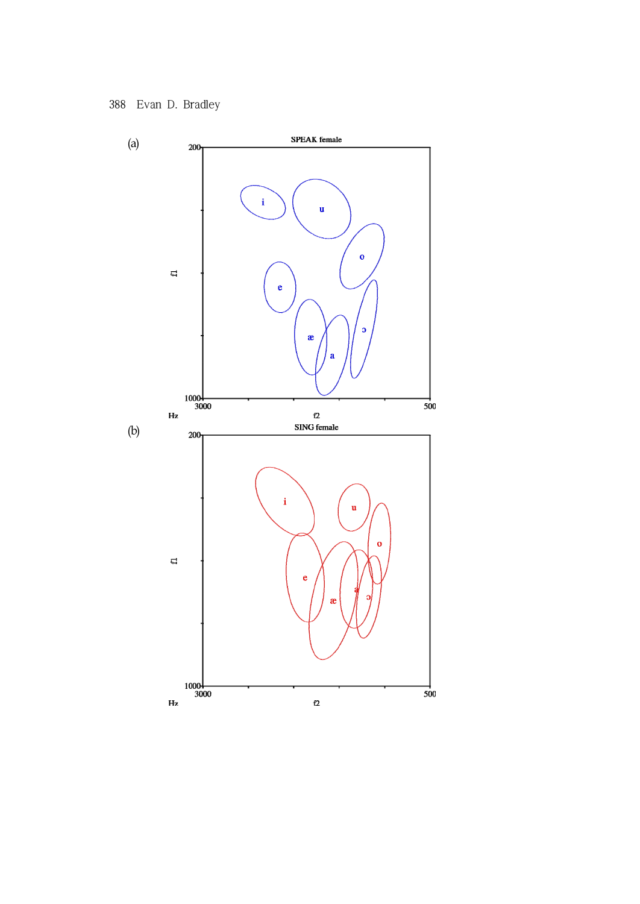(a)

**SPEAK female**

200

f1

1000

3000

500

Hz

f2

i u o e æ a ɔ

(b)

**SING female**

200

f1

1000

3000

500

Hz

f2

i u o e æ a ɔ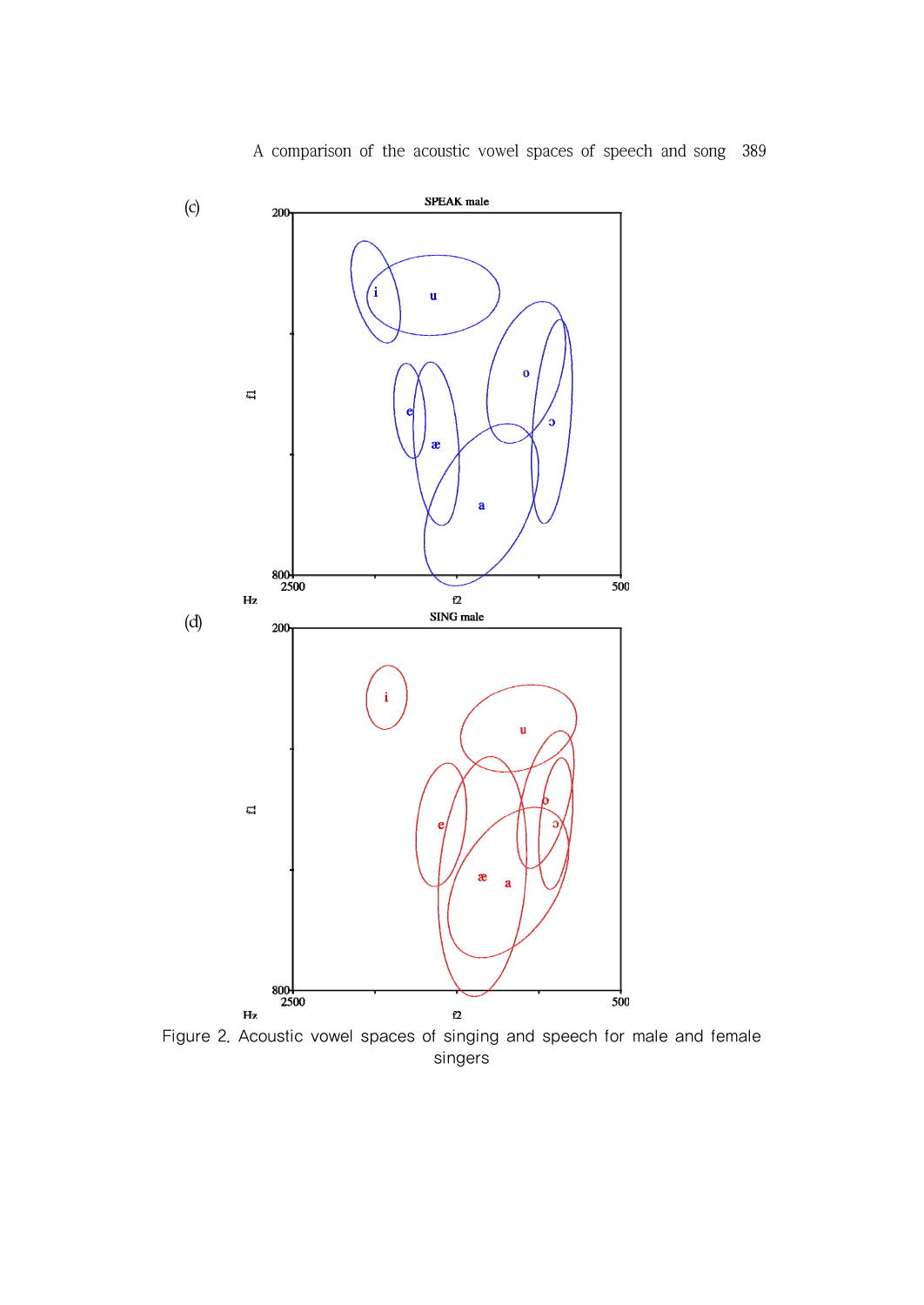(c)

SPEAK male

(d)

SING male

Figure 2. Acoustic vowel spaces of singing and speech for male and female singers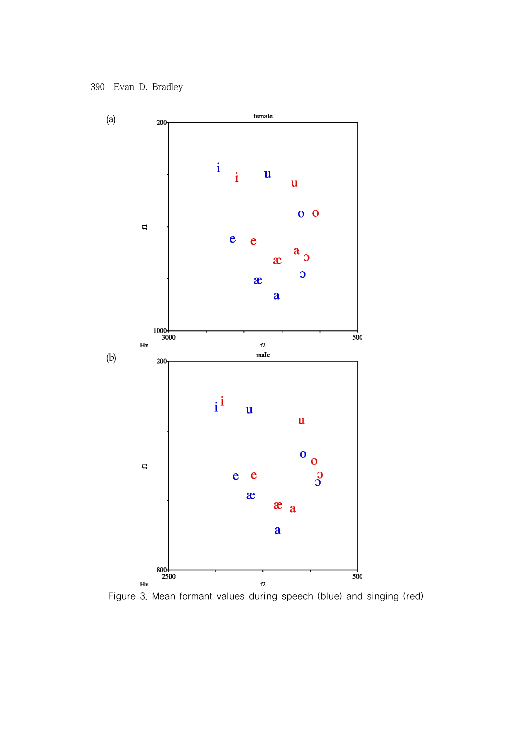(a)

female

(b)

male

Figure 3. Mean formant values during speech (blue) and singing (red)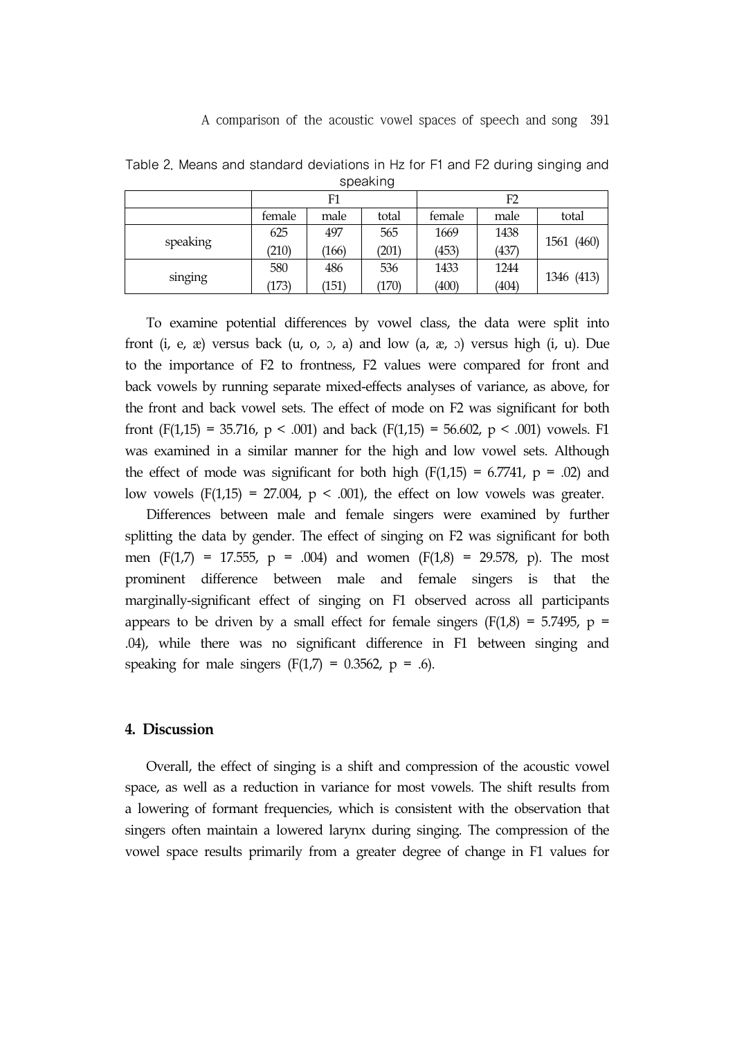Table 2. Means and standard deviations in Hz for F1 and F2 during singing and speaking

| | F1 | | | F2 | | |
|---|---|---|---|---|---|---|
| | female | male | total | female | male | total |
| speaking | 625 (210) | 497 (166) | 565 (201) | 1669 (453) | 1438 (437) | 1561 (460) |
| singing | 580 (173) | 486 (151) | 536 (170) | 1433 (400) | 1244 (404) | 1346 (413) |

To examine potential differences by vowel class, the data were split into front (i, e, æ) versus back (u, o, ɔ, a) and low (a, æ, ɔ) versus high (i, u). Due to the importance of F2 to frontness, F2 values were compared for front and back vowels by running separate mixed-effects analyses of variance, as above, for the front and back vowel sets. The effect of mode on F2 was significant for both front ($F(1,15) = 35.716$, $p < .001$) and back ($F(1,15) = 56.602$, $p < .001$) vowels. F1 was examined in a similar manner for the high and low vowel sets. Although the effect of mode was significant for both high ($F(1,15) = 6.7741$, $p = .02$) and low vowels ($F(1,15) = 27.004$, $p < .001$), the effect on low vowels was greater.

Differences between male and female singers were examined by further splitting the data by gender. The effect of singing on F2 was significant for both men ($F(1,7) = 17.555$, $p = .004$) and women ($F(1,8) = 29.578$, p). The most prominent difference between male and female singers is that the marginally-significant effect of singing on F1 observed across all participants appears to be driven by a small effect for female singers ($F(1,8) = 5.7495$, $p = .04$), while there was no significant difference in F1 between singing and speaking for male singers ($F(1,7) = 0.3562$, $p = .6$).

## 4. Discussion

Overall, the effect of singing is a shift and compression of the acoustic vowel space, as well as a reduction in variance for most vowels. The shift results from a lowering of formant frequencies, which is consistent with the observation that singers often maintain a lowered larynx during singing. The compression of the vowel space results primarily from a greater degree of change in F1 values for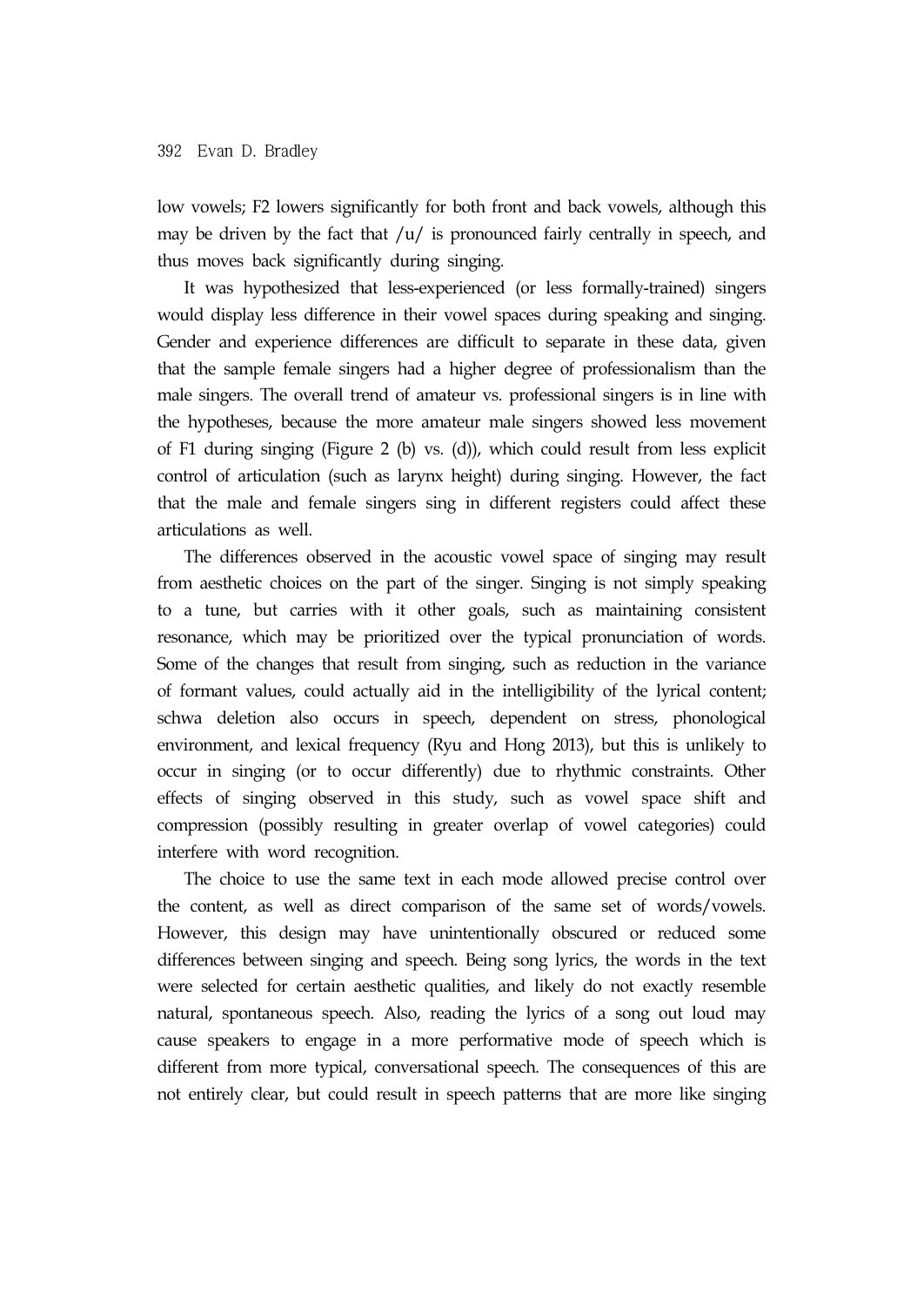low vowels; F2 lowers significantly for both front and back vowels, although this may be driven by the fact that /u/ is pronounced fairly centrally in speech, and thus moves back significantly during singing.

It was hypothesized that less-experienced (or less formally-trained) singers would display less difference in their vowel spaces during speaking and singing. Gender and experience differences are difficult to separate in these data, given that the sample female singers had a higher degree of professionalism than the male singers. The overall trend of amateur vs. professional singers is in line with the hypotheses, because the more amateur male singers showed less movement of F1 during singing (Figure 2 (b) vs. (d)), which could result from less explicit control of articulation (such as larynx height) during singing. However, the fact that the male and female singers sing in different registers could affect these articulations as well.

The differences observed in the acoustic vowel space of singing may result from aesthetic choices on the part of the singer. Singing is not simply speaking to a tune, but carries with it other goals, such as maintaining consistent resonance, which may be prioritized over the typical pronunciation of words. Some of the changes that result from singing, such as reduction in the variance of formant values, could actually aid in the intelligibility of the lyrical content; schwa deletion also occurs in speech, dependent on stress, phonological environment, and lexical frequency (Ryu and Hong 2013), but this is unlikely to occur in singing (or to occur differently) due to rhythmic constraints. Other effects of singing observed in this study, such as vowel space shift and compression (possibly resulting in greater overlap of vowel categories) could interfere with word recognition.

The choice to use the same text in each mode allowed precise control over the content, as well as direct comparison of the same set of words/vowels. However, this design may have unintentionally obscured or reduced some differences between singing and speech. Being song lyrics, the words in the text were selected for certain aesthetic qualities, and likely do not exactly resemble natural, spontaneous speech. Also, reading the lyrics of a song out loud may cause speakers to engage in a more performative mode of speech which is different from more typical, conversational speech. The consequences of this are not entirely clear, but could result in speech patterns that are more like singing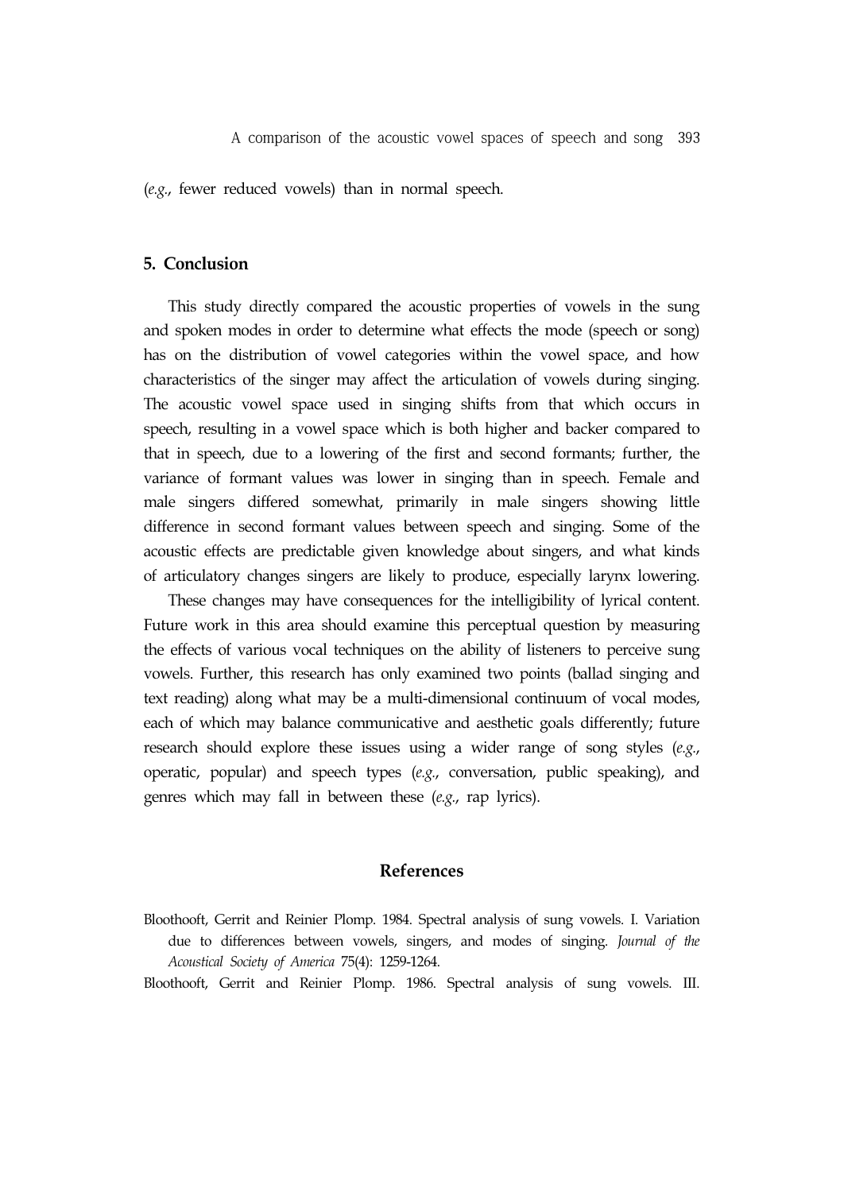(*e.g.*, fewer reduced vowels) than in normal speech.

## 5. Conclusion

This study directly compared the acoustic properties of vowels in the sung and spoken modes in order to determine what effects the mode (speech or song) has on the distribution of vowel categories within the vowel space, and how characteristics of the singer may affect the articulation of vowels during singing. The acoustic vowel space used in singing shifts from that which occurs in speech, resulting in a vowel space which is both higher and backer compared to that in speech, due to a lowering of the first and second formants; further, the variance of formant values was lower in singing than in speech. Female and male singers differed somewhat, primarily in male singers showing little difference in second formant values between speech and singing. Some of the acoustic effects are predictable given knowledge about singers, and what kinds of articulatory changes singers are likely to produce, especially larynx lowering.

These changes may have consequences for the intelligibility of lyrical content. Future work in this area should examine this perceptual question by measuring the effects of various vocal techniques on the ability of listeners to perceive sung vowels. Further, this research has only examined two points (ballad singing and text reading) along what may be a multi-dimensional continuum of vocal modes, each of which may balance communicative and aesthetic goals differently; future research should explore these issues using a wider range of song styles (*e.g.*, operatic, popular) and speech types (*e.g.*, conversation, public speaking), and genres which may fall in between these (*e.g.*, rap lyrics).

## References

Bloothooft, Gerrit and Reinier Plomp. 1984. Spectral analysis of sung vowels. I. Variation due to differences between vowels, singers, and modes of singing. *Journal of the Acoustical Society of America* 75(4): 1259-1264.

Bloothooft, Gerrit and Reinier Plomp. 1986. Spectral analysis of sung vowels. III.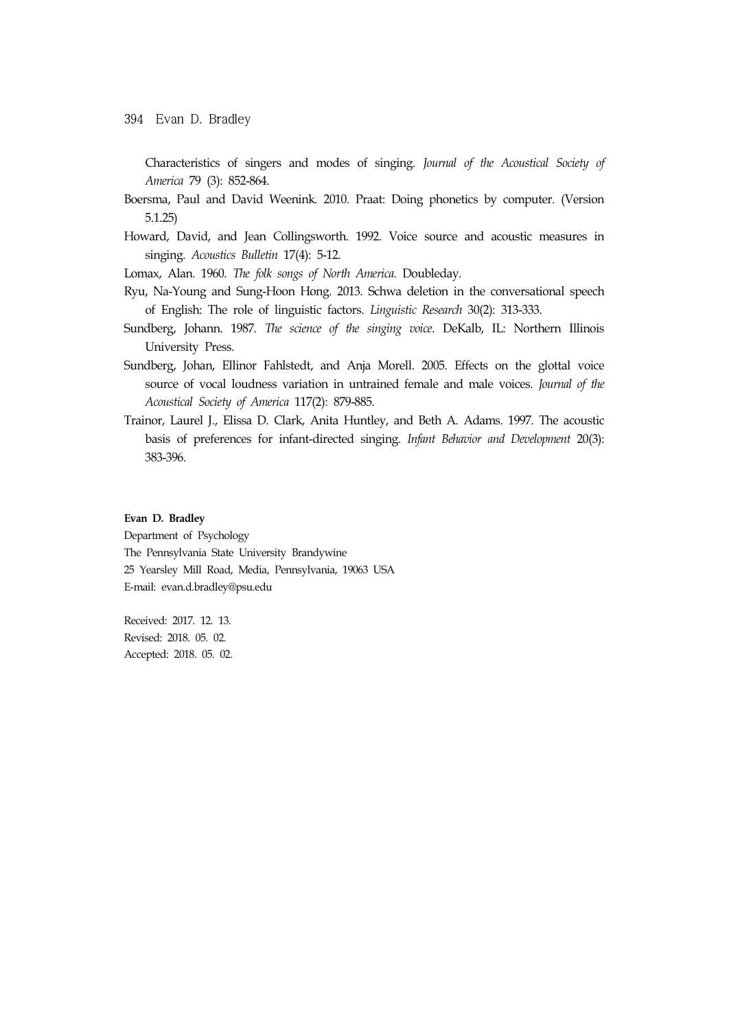Characteristics of singers and modes of singing. *Journal of the Acoustical Society of America* 79 (3): 852-864.

Boersma, Paul and David Weenink. 2010. Praat: Doing phonetics by computer. (Version 5.1.25)

Howard, David, and Jean Collingsworth. 1992. Voice source and acoustic measures in singing. *Acoustics Bulletin* 17(4): 5-12.

Lomax, Alan. 1960. *The folk songs of North America*. Doubleday.

Ryu, Na-Young and Sung-Hoon Hong. 2013. Schwa deletion in the conversational speech of English: The role of linguistic factors. *Linguistic Research* 30(2): 313-333.

Sundberg, Johann. 1987. *The science of the singing voice*. DeKalb, IL: Northern Illinois University Press.

Sundberg, Johan, Ellinor Fahlstedt, and Anja Morell. 2005. Effects on the glottal voice source of vocal loudness variation in untrained female and male voices. *Journal of the Acoustical Society of America* 117(2): 879-885.

Trainor, Laurel J., Elissa D. Clark, Anita Huntley, and Beth A. Adams. 1997. The acoustic basis of preferences for infant-directed singing. *Infant Behavior and Development* 20(3): 383-396.

**Evan D. Bradley**
Department of Psychology
The Pennsylvania State University Brandywine
25 Yearsley Mill Road, Media, Pennsylvania, 19063 USA
E-mail: evan.d.bradley@psu.edu

Received: 2017. 12. 13.
Revised: 2018. 05. 02.
Accepted: 2018. 05. 02.